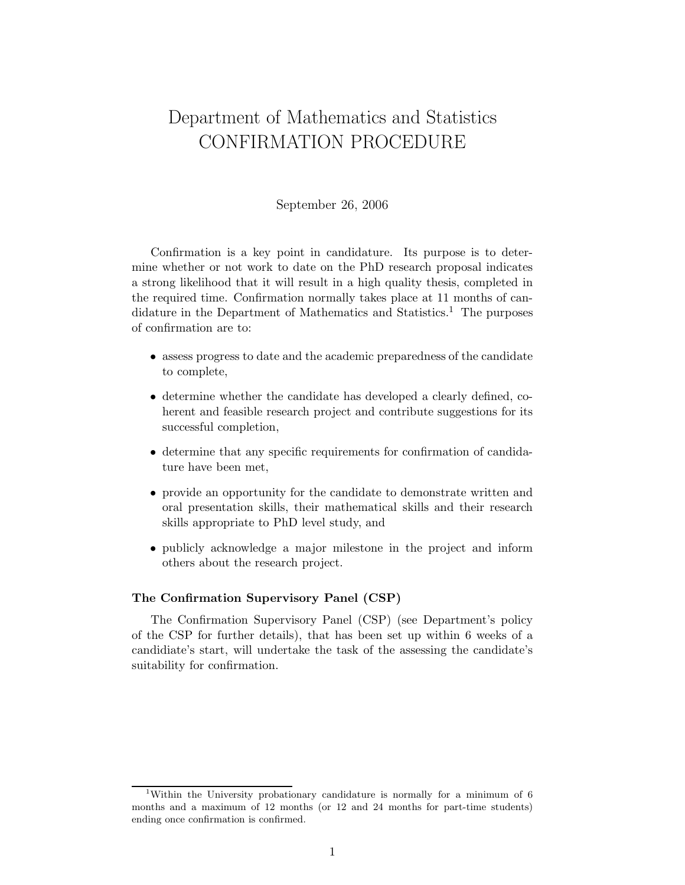# Department of Mathematics and Statistics
# CONFIRMATION PROCEDURE

September 26, 2006

Confirmation is a key point in candidature. Its purpose is to determine whether or not work to date on the PhD research proposal indicates a strong likelihood that it will result in a high quality thesis, completed in the required time. Confirmation normally takes place at 11 months of candidature in the Department of Mathematics and Statistics.[1] The purposes of confirmation are to:

- assess progress to date and the academic preparedness of the candidate to complete,
- determine whether the candidate has developed a clearly defined, coherent and feasible research project and contribute suggestions for its successful completion,
- determine that any specific requirements for confirmation of candidature have been met,
- provide an opportunity for the candidate to demonstrate written and oral presentation skills, their mathematical skills and their research skills appropriate to PhD level study, and
- publicly acknowledge a major milestone in the project and inform others about the research project.

### The Confirmation Supervisory Panel (CSP)

The Confirmation Supervisory Panel (CSP) (see Department's policy of the CSP for further details), that has been set up within 6 weeks of a candidiate's start, will undertake the task of the assessing the candidate's suitability for confirmation.

---

[1] Within the University probationary candidature is normally for a minimum of 6 months and a maximum of 12 months (or 12 and 24 months for part-time students) ending once confirmation is confirmed.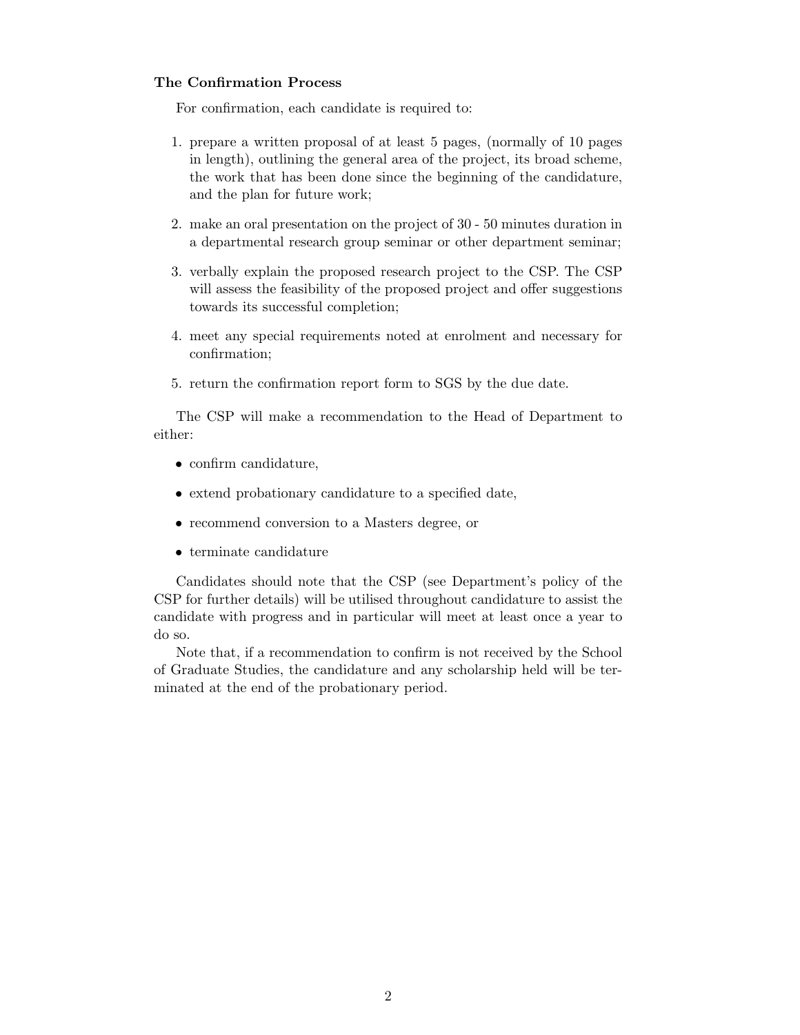**The Confirmation Process**

For confirmation, each candidate is required to:

1. prepare a written proposal of at least 5 pages, (normally of 10 pages in length), outlining the general area of the project, its broad scheme, the work that has been done since the beginning of the candidature, and the plan for future work;

2. make an oral presentation on the project of 30 - 50 minutes duration in a departmental research group seminar or other department seminar;

3. verbally explain the proposed research project to the CSP. The CSP will assess the feasibility of the proposed project and offer suggestions towards its successful completion;

4. meet any special requirements noted at enrolment and necessary for confirmation;

5. return the confirmation report form to SGS by the due date.

The CSP will make a recommendation to the Head of Department to either:

- confirm candidature,
- extend probationary candidature to a specified date,
- recommend conversion to a Masters degree, or
- terminate candidature

Candidates should note that the CSP (see Department's policy of the CSP for further details) will be utilised throughout candidature to assist the candidate with progress and in particular will meet at least once a year to do so.

Note that, if a recommendation to confirm is not received by the School of Graduate Studies, the candidature and any scholarship held will be terminated at the end of the probationary period.